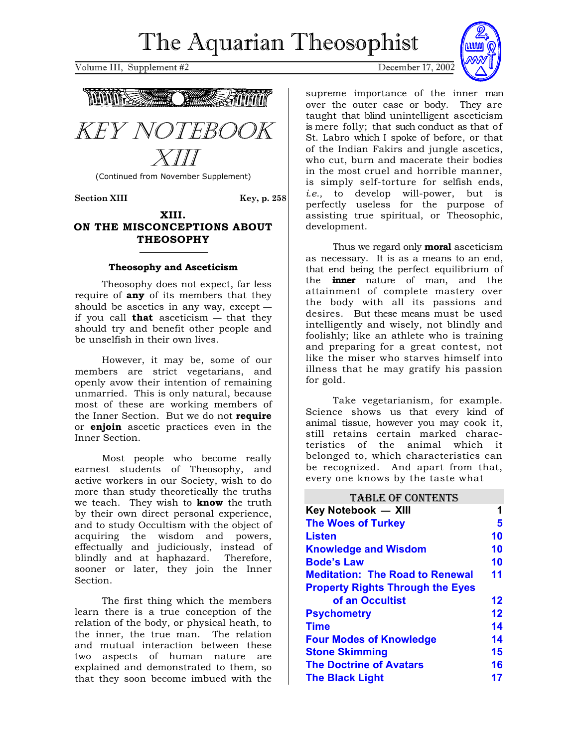# The Aquarian Theosophist

Volume III, Supplement #2 — December 17, 2002

# KEY NOTEBOOK XIII

(Continued from November Supplement)

**Section XIII** — **Key, p. 258**

## XIII. ON THE MISCONCEPTIONS ABOUT THEOSOPHY

### Theosophy and Asceticism

Theosophy does not expect, far less require of **any** of its members that they should be ascetics in any way, except — if you call **that** asceticism — that they should try and benefit other people and be unselfish in their own lives.

However, it may be, some of our members are strict vegetarians, and openly avow their intention of remaining unmarried. This is only natural, because most of these are working members of the Inner Section. But we do not **require** or **enjoin** ascetic practices even in the Inner Section.

Most people who become really earnest students of Theosophy, and active workers in our Society, wish to do more than study theoretically the truths we teach. They wish to **know** the truth by their own direct personal experience, and to study Occultism with the object of acquiring the wisdom and powers, effectually and judiciously, instead of blindly and at haphazard. Therefore, sooner or later, they join the Inner Section.

The first thing which the members learn there is a true conception of the relation of the body, or physical heath, to the inner, the true man. The relation and mutual interaction between these two aspects of human nature are explained and demonstrated to them, so that they soon become imbued with the supreme importance of the inner man over the outer case or body. They are taught that blind unintelligent asceticism is mere folly; that such conduct as that of St. Labro which I spoke of before, or that of the Indian Fakirs and jungle ascetics, who cut, burn and macerate their bodies in the most cruel and horrible manner, is simply self-torture for selfish ends, *i.e.,* to develop will-power, but is perfectly useless for the purpose of assisting true spiritual, or Theosophic, development.

Thus we regard only **moral** asceticism as necessary. It is as a means to an end, that end being the perfect equilibrium of the **inner** nature of man, and the attainment of complete mastery over the body with all its passions and desires. But these means must be used intelligently and wisely, not blindly and foolishly; like an athlete who is training and preparing for a great contest, not like the miser who starves himself into illness that he may gratify his passion for gold.

Take vegetarianism, for example. Science shows us that every kind of animal tissue, however you may cook it, still retains certain marked characteristics of the animal which it belonged to, which characteristics can be recognized. And apart from that, every one knows by the taste what

| TABLE OF CONTENTS | |
|---|---|
| Key Notebook — XIII | 1 |
| The Woes of Turkey | 5 |
| Listen | 10 |
| Knowledge and Wisdom | 10 |
| Bode's Law | 10 |
| Meditation: The Road to Renewal | 11 |
| Property Rights Through the Eyes of an Occultist | 12 |
| Psychometry | 12 |
| Time | 14 |
| Four Modes of Knowledge | 14 |
| Stone Skimming | 15 |
| The Doctrine of Avatars | 16 |
| The Black Light | 17 |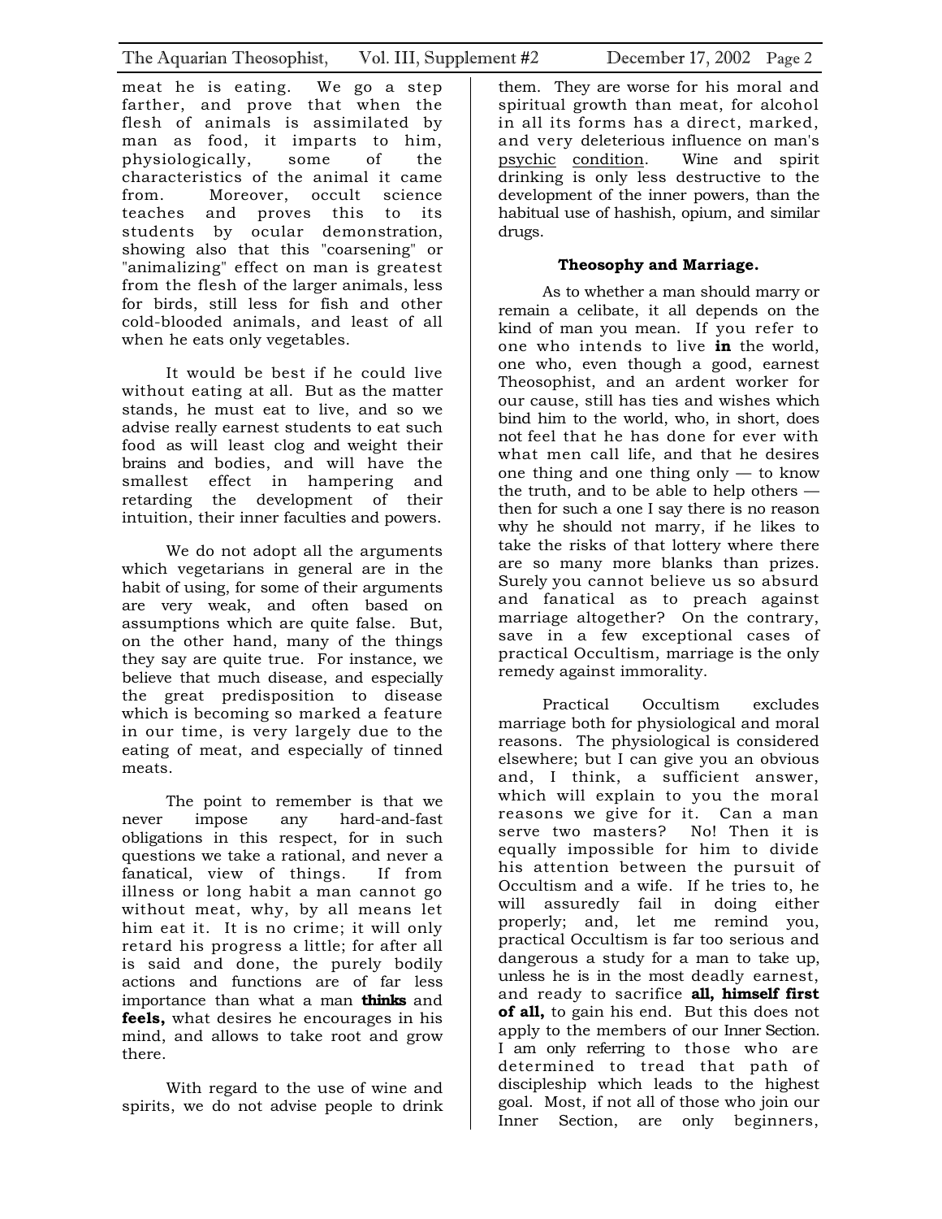meat he is eating. We go a step farther, and prove that when the flesh of animals is assimilated by man as food, it imparts to him, physiologically, some of the characteristics of the animal it came from. Moreover, occult science teaches and proves this to its students by ocular demonstration, showing also that this "coarsening" or "animalizing" effect on man is greatest from the flesh of the larger animals, less for birds, still less for fish and other cold-blooded animals, and least of all when he eats only vegetables.

It would be best if he could live without eating at all. But as the matter stands, he must eat to live, and so we advise really earnest students to eat such food as will least clog and weight their brains and bodies, and will have the smallest effect in hampering and retarding the development of their intuition, their inner faculties and powers.

We do not adopt all the arguments which vegetarians in general are in the habit of using, for some of their arguments are very weak, and often based on assumptions which are quite false. But, on the other hand, many of the things they say are quite true. For instance, we believe that much disease, and especially the great predisposition to disease which is becoming so marked a feature in our time, is very largely due to the eating of meat, and especially of tinned meats.

The point to remember is that we never impose any hard-and-fast obligations in this respect, for in such questions we take a rational, and never a fanatical, view of things. If from illness or long habit a man cannot go without meat, why, by all means let him eat it. It is no crime; it will only retard his progress a little; for after all is said and done, the purely bodily actions and functions are of far less importance than what a man **thinks** and **feels,** what desires he encourages in his mind, and allows to take root and grow there.

With regard to the use of wine and spirits, we do not advise people to drink them. They are worse for his moral and spiritual growth than meat, for alcohol in all its forms has a direct, marked, and very deleterious influence on man's psychic condition. Wine and spirit drinking is only less destructive to the development of the inner powers, than the habitual use of hashish, opium, and similar drugs.

### Theosophy and Marriage.

As to whether a man should marry or remain a celibate, it all depends on the kind of man you mean. If you refer to one who intends to live **in** the world, one who, even though a good, earnest Theosophist, and an ardent worker for our cause, still has ties and wishes which bind him to the world, who, in short, does not feel that he has done for ever with what men call life, and that he desires one thing and one thing only — to know the truth, and to be able to help others — then for such a one I say there is no reason why he should not marry, if he likes to take the risks of that lottery where there are so many more blanks than prizes. Surely you cannot believe us so absurd and fanatical as to preach against marriage altogether? On the contrary, save in a few exceptional cases of practical Occultism, marriage is the only remedy against immorality.

Practical Occultism excludes marriage both for physiological and moral reasons. The physiological is considered elsewhere; but I can give you an obvious and, I think, a sufficient answer, which will explain to you the moral reasons we give for it. Can a man serve two masters? No! Then it is equally impossible for him to divide his attention between the pursuit of Occultism and a wife. If he tries to, he will assuredly fail in doing either properly; and, let me remind you, practical Occultism is far too serious and dangerous a study for a man to take up, unless he is in the most deadly earnest, and ready to sacrifice **all, himself first of all,** to gain his end. But this does not apply to the members of our Inner Section. I am only referring to those who are determined to tread that path of discipleship which leads to the highest goal. Most, if not all of those who join our Inner Section, are only beginners,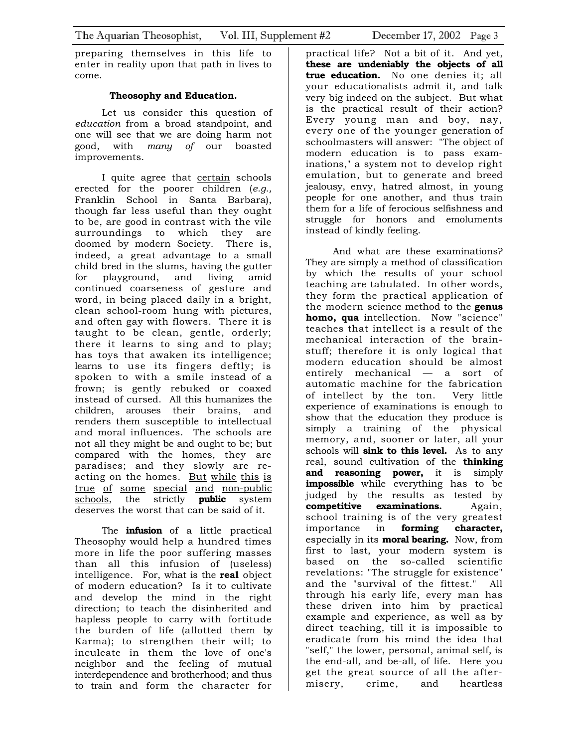preparing themselves in this life to enter in reality upon that path in lives to come.

### Theosophy and Education.

Let us consider this question of *education* from a broad standpoint, and one will see that we are doing harm not good, with *many of* our boasted improvements.

I quite agree that <u>certain</u> schools erected for the poorer children (*e.g.,* Franklin School in Santa Barbara), though far less useful than they ought to be, are good in contrast with the vile surroundings to which they are doomed by modern Society. There is, indeed, a great advantage to a small child bred in the slums, having the gutter for playground, and living amid continued coarseness of gesture and word, in being placed daily in a bright, clean school-room hung with pictures, and often gay with flowers. There it is taught to be clean, gentle, orderly; there it learns to sing and to play; has toys that awaken its intelligence; learns to use its fingers deftly; is spoken to with a smile instead of a frown; is gently rebuked or coaxed instead of cursed. All this humanizes the children, arouses their brains, and renders them susceptible to intellectual and moral influences. The schools are not all they might be and ought to be; but compared with the homes, they are paradises; and they slowly are re-acting on the homes. <u>But while this is true of some special and non-public schools</u>, the strictly **public** system deserves the worst that can be said of it.

The **infusion** of a little practical Theosophy would help a hundred times more in life the poor suffering masses than all this infusion of (useless) intelligence. For, what is the **real** object of modern education? Is it to cultivate and develop the mind in the right direction; to teach the disinherited and hapless people to carry with fortitude the burden of life (allotted them by Karma); to strengthen their will; to inculcate in them the love of one's neighbor and the feeling of mutual interdependence and brotherhood; and thus to train and form the character for practical life? Not a bit of it. And yet, **these are undeniably the objects of all true education.** No one denies it; all your educationalists admit it, and talk very big indeed on the subject. But what is the practical result of their action? Every young man and boy, nay, every one of the younger generation of schoolmasters will answer: "The object of modern education is to pass examinations," a system not to develop right emulation, but to generate and breed jealousy, envy, hatred almost, in young people for one another, and thus train them for a life of ferocious selfishness and struggle for honors and emoluments instead of kindly feeling.

And what are these examinations? They are simply a method of classification by which the results of your school teaching are tabulated. In other words, they form the practical application of the modern science method to the **genus homo, qua** intellection. Now "science" teaches that intellect is a result of the mechanical interaction of the brain-stuff; therefore it is only logical that modern education should be almost entirely mechanical — a sort of automatic machine for the fabrication of intellect by the ton. Very little experience of examinations is enough to show that the education they produce is simply a training of the physical memory, and, sooner or later, all your schools will **sink to this level.** As to any real, sound cultivation of the **thinking and reasoning power,** it is simply **impossible** while everything has to be judged by the results as tested by **competitive examinations.** Again, school training is of the very greatest importance in **forming character,** especially in its **moral bearing.** Now, from first to last, your modern system is based on the so-called scientific revelations: "The struggle for existence" and the "survival of the fittest." All through his early life, every man has these driven into him by practical example and experience, as well as by direct teaching, till it is impossible to eradicate from his mind the idea that "self," the lower, personal, animal self, is the end-all, and be-all, of life. Here you get the great source of all the after-misery, crime, and heartless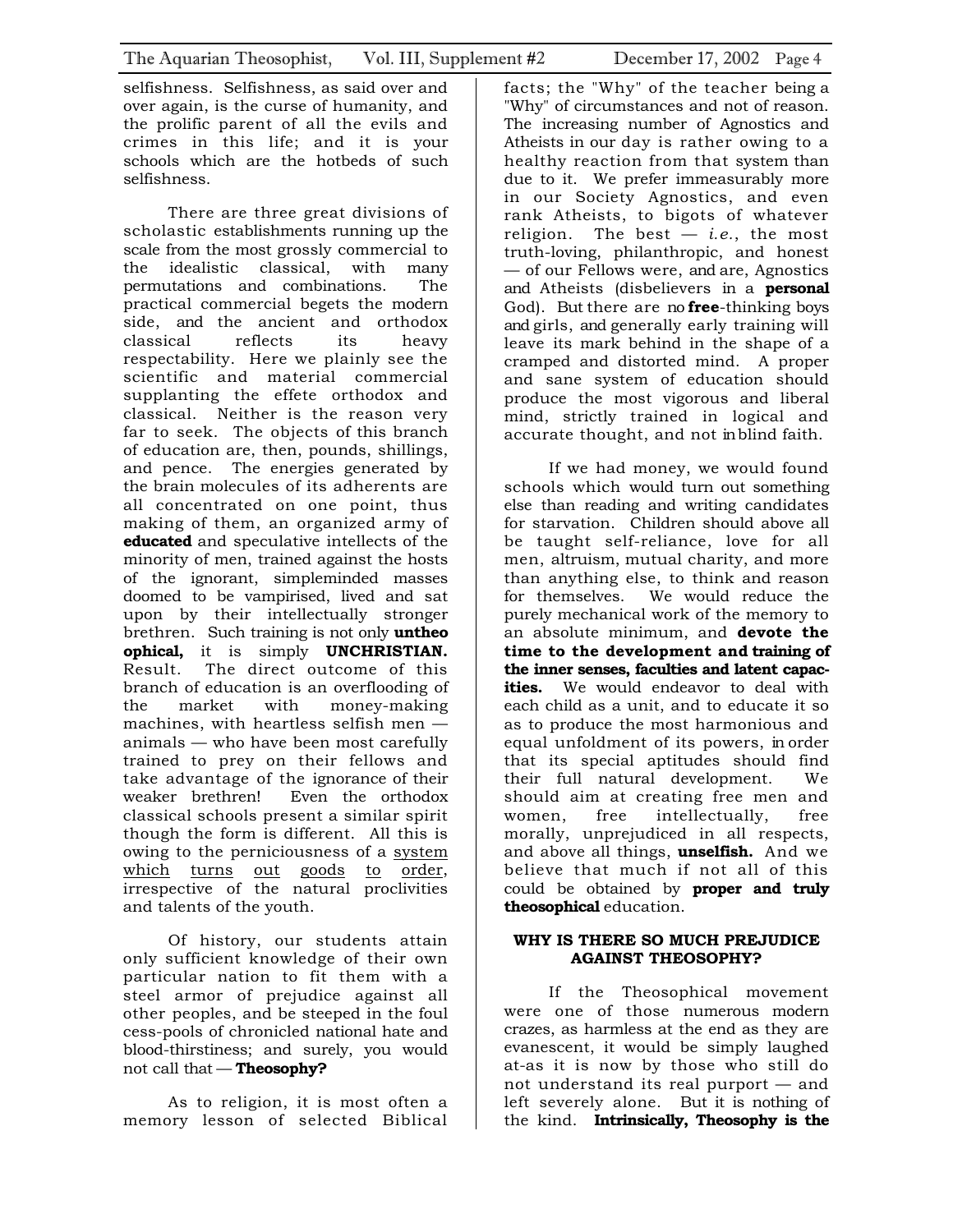selfishness. Selfishness, as said over and over again, is the curse of humanity, and the prolific parent of all the evils and crimes in this life; and it is your schools which are the hotbeds of such selfishness.

There are three great divisions of scholastic establishments running up the scale from the most grossly commercial to the idealistic classical, with many permutations and combinations. The practical commercial begets the modern side, and the ancient and orthodox classical reflects its heavy respectability. Here we plainly see the scientific and material commercial supplanting the effete orthodox and classical. Neither is the reason very far to seek. The objects of this branch of education are, then, pounds, shillings, and pence. The energies generated by the brain molecules of its adherents are all concentrated on one point, thus making of them, an organized army of **educated** and speculative intellects of the minority of men, trained against the hosts of the ignorant, simpleminded masses doomed to be vampirised, lived and sat upon by their intellectually stronger brethren. Such training is not only **untheosophical,** it is simply **UNCHRISTIAN.** Result. The direct outcome of this branch of education is an overflooding of the market with money-making machines, with heartless selfish men — animals — who have been most carefully trained to prey on their fellows and take advantage of the ignorance of their weaker brethren! Even the orthodox classical schools present a similar spirit though the form is different. All this is owing to the perniciousness of a <u>system which turns out goods to order</u>, irrespective of the natural proclivities and talents of the youth.

Of history, our students attain only sufficient knowledge of their own particular nation to fit them with a steel armor of prejudice against all other peoples, and be steeped in the foul cess-pools of chronicled national hate and blood-thirstiness; and surely, you would not call that — **Theosophy?**

As to religion, it is most often a memory lesson of selected Biblical facts; the "Why" of the teacher being a "Why" of circumstances and not of reason. The increasing number of Agnostics and Atheists in our day is rather owing to a healthy reaction from that system than due to it. We prefer immeasurably more in our Society Agnostics, and even rank Atheists, to bigots of whatever religion. The best — *i.e.*, the most truth-loving, philanthropic, and honest — of our Fellows were, and are, Agnostics and Atheists (disbelievers in a **personal** God). But there are no **free**-thinking boys and girls, and generally early training will leave its mark behind in the shape of a cramped and distorted mind. A proper and sane system of education should produce the most vigorous and liberal mind, strictly trained in logical and accurate thought, and not in blind faith.

If we had money, we would found schools which would turn out something else than reading and writing candidates for starvation. Children should above all be taught self-reliance, love for all men, altruism, mutual charity, and more than anything else, to think and reason for themselves. We would reduce the purely mechanical work of the memory to an absolute minimum, and **devote the time to the development and training of the inner senses, faculties and latent capacities.** We would endeavor to deal with each child as a unit, and to educate it so as to produce the most harmonious and equal unfoldment of its powers, in order that its special aptitudes should find their full natural development. We should aim at creating free men and women, free intellectually, free morally, unprejudiced in all respects, and above all things, **unselfish.** And we believe that much if not all of this could be obtained by **proper and truly theosophical** education.

**WHY IS THERE SO MUCH PREJUDICE AGAINST THEOSOPHY?**

If the Theosophical movement were one of those numerous modern crazes, as harmless at the end as they are evanescent, it would be simply laughed at-as it is now by those who still do not understand its real purport — and left severely alone. But it is nothing of the kind. **Intrinsically, Theosophy is the**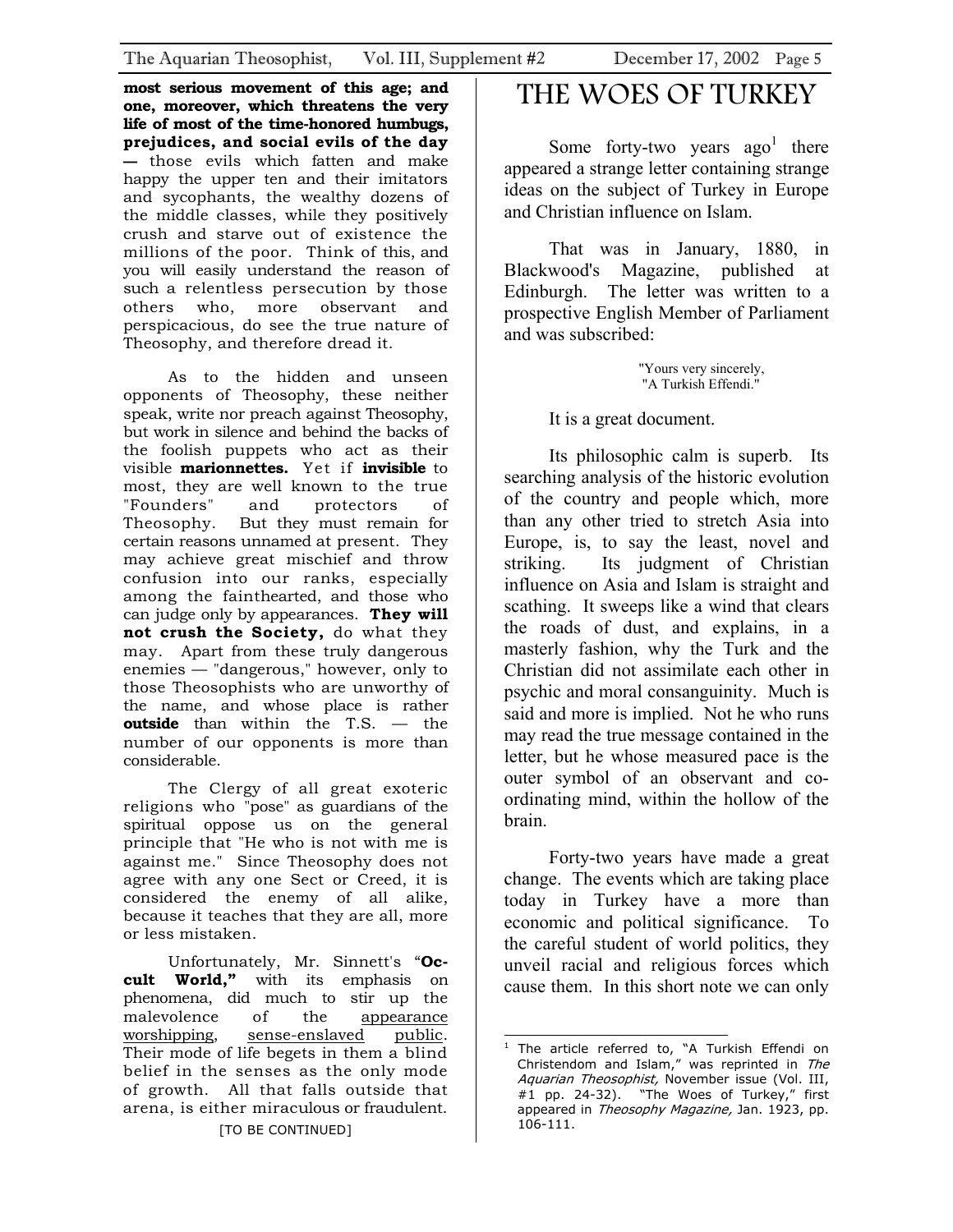**most serious movement of this age; and one, moreover, which threatens the very life of most of the time-honored humbugs, prejudices, and social evils of the day** — those evils which fatten and make happy the upper ten and their imitators and sycophants, the wealthy dozens of the middle classes, while they positively crush and starve out of existence the millions of the poor. Think of this, and you will easily understand the reason of such a relentless persecution by those others who, more observant and perspicacious, do see the true nature of Theosophy, and therefore dread it.

As to the hidden and unseen opponents of Theosophy, these neither speak, write nor preach against Theosophy, but work in silence and behind the backs of the foolish puppets who act as their visible **marionnettes.** Yet if **invisible** to most, they are well known to the true "Founders" and protectors of Theosophy. But they must remain for certain reasons unnamed at present. They may achieve great mischief and throw confusion into our ranks, especially among the fainthearted, and those who can judge only by appearances. **They will not crush the Society,** do what they may. Apart from these truly dangerous enemies — "dangerous," however, only to those Theosophists who are unworthy of the name, and whose place is rather **outside** than within the T.S. — the number of our opponents is more than considerable.

The Clergy of all great exoteric religions who "pose" as guardians of the spiritual oppose us on the general principle that "He who is not with me is against me." Since Theosophy does not agree with any one Sect or Creed, it is considered the enemy of all alike, because it teaches that they are all, more or less mistaken.

Unfortunately, Mr. Sinnett's "**Occult World,**" with its emphasis on phenomena, did much to stir up the malevolence of the appearance worshipping, sense-enslaved public. Their mode of life begets in them a blind belief in the senses as the only mode of growth. All that falls outside that arena, is either miraculous or fraudulent.

[TO BE CONTINUED]

# THE WOES OF TURKEY

Some forty-two years ago[1] there appeared a strange letter containing strange ideas on the subject of Turkey in Europe and Christian influence on Islam.

That was in January, 1880, in Blackwood's Magazine, published at Edinburgh. The letter was written to a prospective English Member of Parliament and was subscribed:

"Yours very sincerely,
"A Turkish Effendi."

It is a great document.

Its philosophic calm is superb. Its searching analysis of the historic evolution of the country and people which, more than any other tried to stretch Asia into Europe, is, to say the least, novel and striking. Its judgment of Christian influence on Asia and Islam is straight and scathing. It sweeps like a wind that clears the roads of dust, and explains, in a masterly fashion, why the Turk and the Christian did not assimilate each other in psychic and moral consanguinity. Much is said and more is implied. Not he who runs may read the true message contained in the letter, but he whose measured pace is the outer symbol of an observant and co-ordinating mind, within the hollow of the brain.

Forty-two years have made a great change. The events which are taking place today in Turkey have a more than economic and political significance. To the careful student of world politics, they unveil racial and religious forces which cause them. In this short note we can only

[1] The article referred to, "A Turkish Effendi on Christendom and Islam," was reprinted in *The Aquarian Theosophist,* November issue (Vol. III, #1 pp. 24-32). "The Woes of Turkey," first appeared in *Theosophy Magazine,* Jan. 1923, pp. 106-111.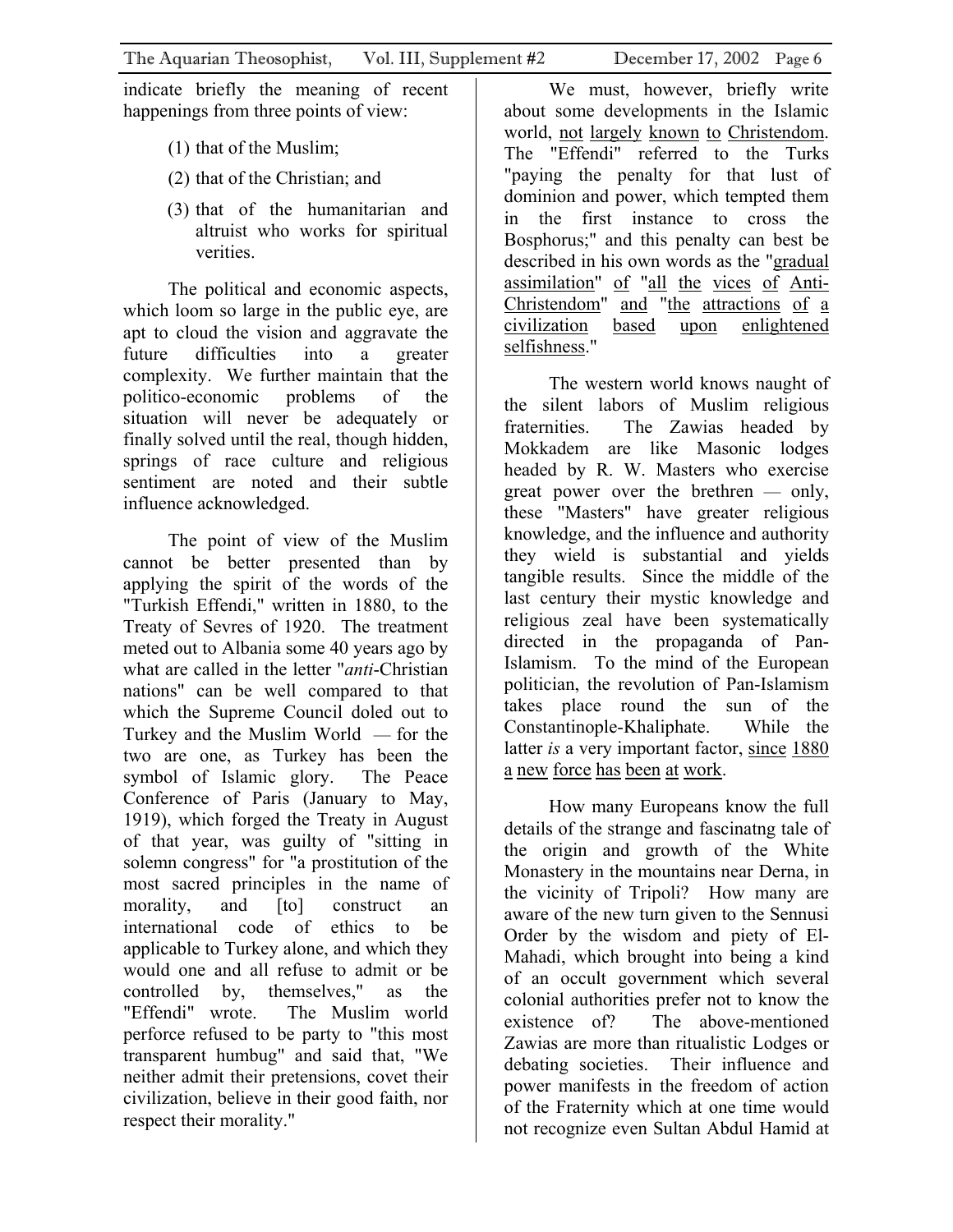indicate briefly the meaning of recent happenings from three points of view:

(1) that of the Muslim;

(2) that of the Christian; and

(3) that of the humanitarian and altruist who works for spiritual verities.

The political and economic aspects, which loom so large in the public eye, are apt to cloud the vision and aggravate the future difficulties into a greater complexity. We further maintain that the politico-economic problems of the situation will never be adequately or finally solved until the real, though hidden, springs of race culture and religious sentiment are noted and their subtle influence acknowledged.

The point of view of the Muslim cannot be better presented than by applying the spirit of the words of the "Turkish Effendi," written in 1880, to the Treaty of Sevres of 1920. The treatment meted out to Albania some 40 years ago by what are called in the letter "*anti*-Christian nations" can be well compared to that which the Supreme Council doled out to Turkey and the Muslim World — for the two are one, as Turkey has been the symbol of Islamic glory. The Peace Conference of Paris (January to May, 1919), which forged the Treaty in August of that year, was guilty of "sitting in solemn congress" for "a prostitution of the most sacred principles in the name of morality, and [to] construct an international code of ethics to be applicable to Turkey alone, and which they would one and all refuse to admit or be controlled by, themselves," as the "Effendi" wrote. The Muslim world perforce refused to be party to "this most transparent humbug" and said that, "We neither admit their pretensions, covet their civilization, believe in their good faith, nor respect their morality."

We must, however, briefly write about some developments in the Islamic world, <u>not largely known to Christendom</u>. The "Effendi" referred to the Turks "paying the penalty for that lust of dominion and power, which tempted them in the first instance to cross the Bosphorus;" and this penalty can best be described in his own words as the "<u>gradual assimilation</u>" <u>of</u> "<u>all the vices of Anti-Christendom</u>" <u>and</u> "<u>the attractions of a civilization based upon enlightened selfishness</u>."

The western world knows naught of the silent labors of Muslim religious fraternities. The Zawias headed by Mokkadem are like Masonic lodges headed by R. W. Masters who exercise great power over the brethren — only, these "Masters" have greater religious knowledge, and the influence and authority they wield is substantial and yields tangible results. Since the middle of the last century their mystic knowledge and religious zeal have been systematically directed in the propaganda of Pan-Islamism. To the mind of the European politician, the revolution of Pan-Islamism takes place round the sun of the Constantinople-Khaliphate. While the latter *is* a very important factor, <u>since 1880 a new force has been at work</u>.

How many Europeans know the full details of the strange and fascinatng tale of the origin and growth of the White Monastery in the mountains near Derna, in the vicinity of Tripoli? How many are aware of the new turn given to the Sennusi Order by the wisdom and piety of El-Mahadi, which brought into being a kind of an occult government which several colonial authorities prefer not to know the existence of? The above-mentioned Zawias are more than ritualistic Lodges or debating societies. Their influence and power manifests in the freedom of action of the Fraternity which at one time would not recognize even Sultan Abdul Hamid at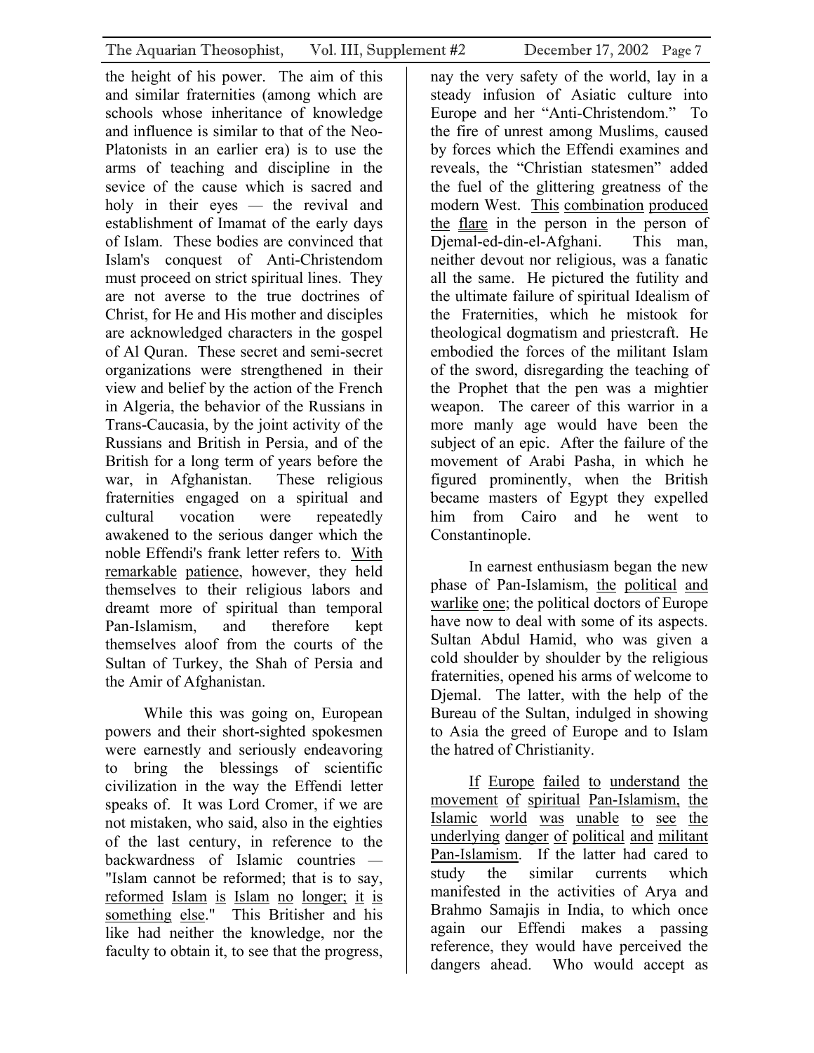the height of his power. The aim of this and similar fraternities (among which are schools whose inheritance of knowledge and influence is similar to that of the Neo-Platonists in an earlier era) is to use the arms of teaching and discipline in the sevice of the cause which is sacred and holy in their eyes — the revival and establishment of Imamat of the early days of Islam. These bodies are convinced that Islam's conquest of Anti-Christendom must proceed on strict spiritual lines. They are not averse to the true doctrines of Christ, for He and His mother and disciples are acknowledged characters in the gospel of Al Quran. These secret and semi-secret organizations were strengthened in their view and belief by the action of the French in Algeria, the behavior of the Russians in Trans-Caucasia, by the joint activity of the Russians and British in Persia, and of the British for a long term of years before the war, in Afghanistan. These religious fraternities engaged on a spiritual and cultural vocation were repeatedly awakened to the serious danger which the noble Effendi's frank letter refers to. <u>With remarkable patience</u>, however, they held themselves to their religious labors and dreamt more of spiritual than temporal Pan-Islamism, and therefore kept themselves aloof from the courts of the Sultan of Turkey, the Shah of Persia and the Amir of Afghanistan.

While this was going on, European powers and their short-sighted spokesmen were earnestly and seriously endeavoring to bring the blessings of scientific civilization in the way the Effendi letter speaks of. It was Lord Cromer, if we are not mistaken, who said, also in the eighties of the last century, in reference to the backwardness of Islamic countries — "Islam cannot be reformed; that is to say, <u>reformed Islam is Islam no longer; it is something else</u>." This Britisher and his like had neither the knowledge, nor the faculty to obtain it, to see that the progress, nay the very safety of the world, lay in a steady infusion of Asiatic culture into Europe and her "Anti-Christendom." To the fire of unrest among Muslims, caused by forces which the Effendi examines and reveals, the "Christian statesmen" added the fuel of the glittering greatness of the modern West. <u>This combination produced the flare</u> in the person in the person of Djemal-ed-din-el-Afghani. This man, neither devout nor religious, was a fanatic all the same. He pictured the futility and the ultimate failure of spiritual Idealism of the Fraternities, which he mistook for theological dogmatism and priestcraft. He embodied the forces of the militant Islam of the sword, disregarding the teaching of the Prophet that the pen was a mightier weapon. The career of this warrior in a more manly age would have been the subject of an epic. After the failure of the movement of Arabi Pasha, in which he figured prominently, when the British became masters of Egypt they expelled him from Cairo and he went to Constantinople.

In earnest enthusiasm began the new phase of Pan-Islamism, <u>the political and warlike one</u>; the political doctors of Europe have now to deal with some of its aspects. Sultan Abdul Hamid, who was given a cold shoulder by shoulder by the religious fraternities, opened his arms of welcome to Djemal. The latter, with the help of the Bureau of the Sultan, indulged in showing to Asia the greed of Europe and to Islam the hatred of Christianity.

<u>If Europe failed to understand the movement of spiritual Pan-Islamism, the Islamic world was unable to see the underlying danger of political and militant Pan-Islamism</u>. If the latter had cared to study the similar currents which manifested in the activities of Arya and Brahmo Samajis in India, to which once again our Effendi makes a passing reference, they would have perceived the dangers ahead. Who would accept as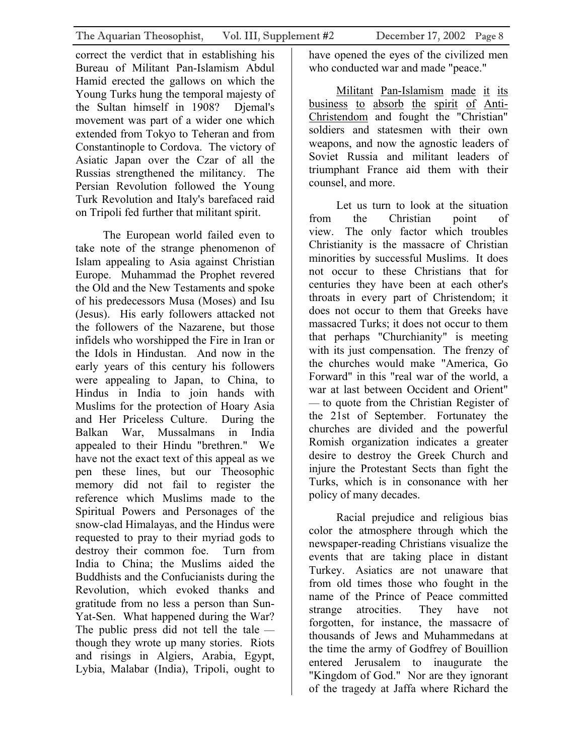correct the verdict that in establishing his Bureau of Militant Pan-Islamism Abdul Hamid erected the gallows on which the Young Turks hung the temporal majesty of the Sultan himself in 1908? Djemal's movement was part of a wider one which extended from Tokyo to Teheran and from Constantinople to Cordova. The victory of Asiatic Japan over the Czar of all the Russias strengthened the militancy. The Persian Revolution followed the Young Turk Revolution and Italy's barefaced raid on Tripoli fed further that militant spirit.

The European world failed even to take note of the strange phenomenon of Islam appealing to Asia against Christian Europe. Muhammad the Prophet revered the Old and the New Testaments and spoke of his predecessors Musa (Moses) and Isu (Jesus). His early followers attacked not the followers of the Nazarene, but those infidels who worshipped the Fire in Iran or the Idols in Hindustan. And now in the early years of this century his followers were appealing to Japan, to China, to Hindus in India to join hands with Muslims for the protection of Hoary Asia and Her Priceless Culture. During the Balkan War, Mussalmans in India appealed to their Hindu "brethren." We have not the exact text of this appeal as we pen these lines, but our Theosophic memory did not fail to register the reference which Muslims made to the Spiritual Powers and Personages of the snow-clad Himalayas, and the Hindus were requested to pray to their myriad gods to destroy their common foe. Turn from India to China; the Muslims aided the Buddhists and the Confucianists during the Revolution, which evoked thanks and gratitude from no less a person than Sun-Yat-Sen. What happened during the War? The public press did not tell the tale — though they wrote up many stories. Riots and risings in Algiers, Arabia, Egypt, Lybia, Malabar (India), Tripoli, ought to have opened the eyes of the civilized men who conducted war and made "peace."

Militant Pan-Islamism made it its business to absorb the spirit of Anti-Christendom and fought the "Christian" soldiers and statesmen with their own weapons, and now the agnostic leaders of Soviet Russia and militant leaders of triumphant France aid them with their counsel, and more.

Let us turn to look at the situation from the Christian point of view. The only factor which troubles Christianity is the massacre of Christian minorities by successful Muslims. It does not occur to these Christians that for centuries they have been at each other's throats in every part of Christendom; it does not occur to them that Greeks have massacred Turks; it does not occur to them that perhaps "Churchianity" is meeting with its just compensation. The frenzy of the churches would make "America, Go Forward" in this "real war of the world, a war at last between Occident and Orient" — to quote from the Christian Register of the 21st of September. Fortunatey the churches are divided and the powerful Romish organization indicates a greater desire to destroy the Greek Church and injure the Protestant Sects than fight the Turks, which is in consonance with her policy of many decades.

Racial prejudice and religious bias color the atmosphere through which the newspaper-reading Christians visualize the events that are taking place in distant Turkey. Asiatics are not unaware that from old times those who fought in the name of the Prince of Peace committed strange atrocities. They have not forgotten, for instance, the massacre of thousands of Jews and Muhammedans at the time the army of Godfrey of Bouillion entered Jerusalem to inaugurate the "Kingdom of God." Nor are they ignorant of the tragedy at Jaffa where Richard the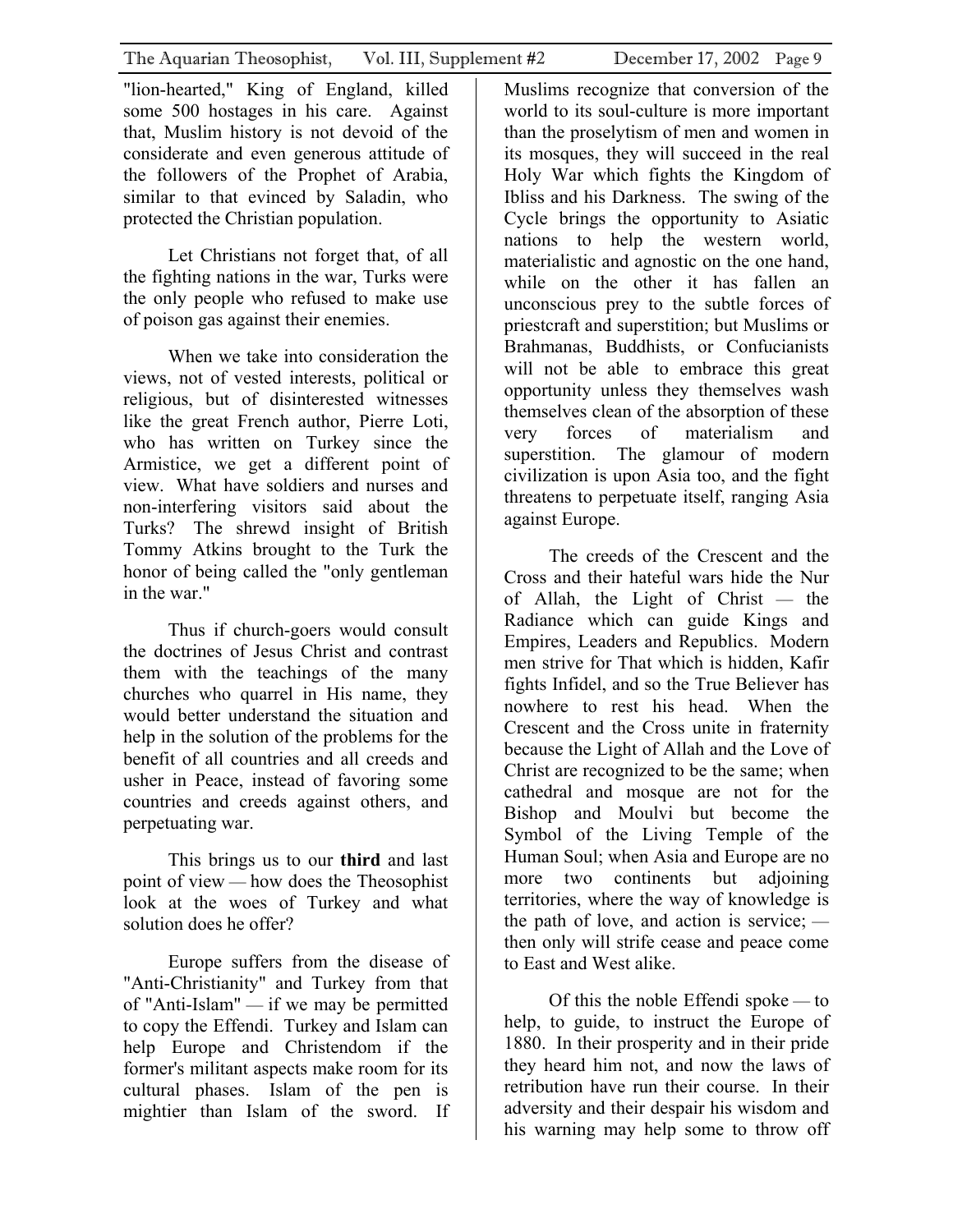"lion-hearted," King of England, killed some 500 hostages in his care. Against that, Muslim history is not devoid of the considerate and even generous attitude of the followers of the Prophet of Arabia, similar to that evinced by Saladin, who protected the Christian population.

Let Christians not forget that, of all the fighting nations in the war, Turks were the only people who refused to make use of poison gas against their enemies.

When we take into consideration the views, not of vested interests, political or religious, but of disinterested witnesses like the great French author, Pierre Loti, who has written on Turkey since the Armistice, we get a different point of view. What have soldiers and nurses and non-interfering visitors said about the Turks? The shrewd insight of British Tommy Atkins brought to the Turk the honor of being called the "only gentleman in the war."

Thus if church-goers would consult the doctrines of Jesus Christ and contrast them with the teachings of the many churches who quarrel in His name, they would better understand the situation and help in the solution of the problems for the benefit of all countries and all creeds and usher in Peace, instead of favoring some countries and creeds against others, and perpetuating war.

This brings us to our **third** and last point of view — how does the Theosophist look at the woes of Turkey and what solution does he offer?

Europe suffers from the disease of "Anti-Christianity" and Turkey from that of "Anti-Islam" — if we may be permitted to copy the Effendi. Turkey and Islam can help Europe and Christendom if the former's militant aspects make room for its cultural phases. Islam of the pen is mightier than Islam of the sword. If Muslims recognize that conversion of the world to its soul-culture is more important than the proselytism of men and women in its mosques, they will succeed in the real Holy War which fights the Kingdom of Ibliss and his Darkness. The swing of the Cycle brings the opportunity to Asiatic nations to help the western world, materialistic and agnostic on the one hand, while on the other it has fallen an unconscious prey to the subtle forces of priestcraft and superstition; but Muslims or Brahmanas, Buddhists, or Confucianists will not be able to embrace this great opportunity unless they themselves wash themselves clean of the absorption of these very forces of materialism and superstition. The glamour of modern civilization is upon Asia too, and the fight threatens to perpetuate itself, ranging Asia against Europe.

The creeds of the Crescent and the Cross and their hateful wars hide the Nur of Allah, the Light of Christ — the Radiance which can guide Kings and Empires, Leaders and Republics. Modern men strive for That which is hidden, Kafir fights Infidel, and so the True Believer has nowhere to rest his head. When the Crescent and the Cross unite in fraternity because the Light of Allah and the Love of Christ are recognized to be the same; when cathedral and mosque are not for the Bishop and Moulvi but become the Symbol of the Living Temple of the Human Soul; when Asia and Europe are no more two continents but adjoining territories, where the way of knowledge is the path of love, and action is service; — then only will strife cease and peace come to East and West alike.

Of this the noble Effendi spoke — to help, to guide, to instruct the Europe of 1880. In their prosperity and in their pride they heard him not, and now the laws of retribution have run their course. In their adversity and their despair his wisdom and his warning may help some to throw off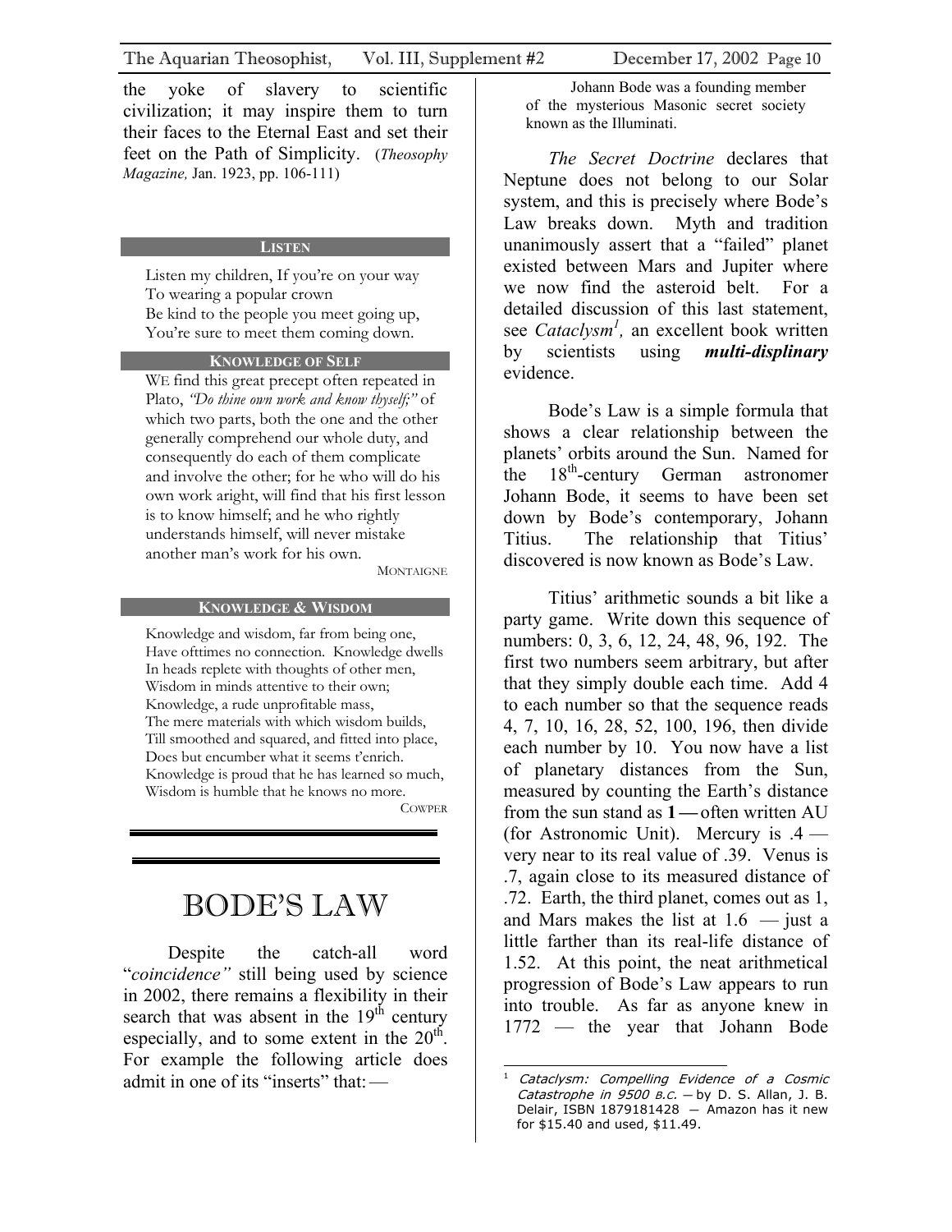the yoke of slavery to scientific civilization; it may inspire them to turn their faces to the Eternal East and set their feet on the Path of Simplicity. (*Theosophy Magazine,* Jan. 1923, pp. 106-111)

### LISTEN

Listen my children, If you're on your way
To wearing a popular crown
Be kind to the people you meet going up,
You're sure to meet them coming down.

### KNOWLEDGE OF SELF

WE find this great precept often repeated in Plato, *"Do thine own work and know thyself;"* of which two parts, both the one and the other generally comprehend our whole duty, and consequently do each of them complicate and involve the other; for he who will do his own work aright, will find that his first lesson is to know himself; and he who rightly understands himself, will never mistake another man's work for his own.

MONTAIGNE

### KNOWLEDGE & WISDOM

Knowledge and wisdom, far from being one,
Have ofttimes no connection. Knowledge dwells
In heads replete with thoughts of other men,
Wisdom in minds attentive to their own;
Knowledge, a rude unprofitable mass,
The mere materials with which wisdom builds,
Till smoothed and squared, and fitted into place,
Does but encumber what it seems t'enrich.
Knowledge is proud that he has learned so much,
Wisdom is humble that he knows no more.

COWPER

# BODE'S LAW

Despite the catch-all word "*coincidence"* still being used by science in 2002, there remains a flexibility in their search that was absent in the 19th century especially, and to some extent in the 20th. For example the following article does admit in one of its "inserts" that: —

> Johann Bode was a founding member of the mysterious Masonic secret society known as the Illuminati.

*The Secret Doctrine* declares that Neptune does not belong to our Solar system, and this is precisely where Bode's Law breaks down. Myth and tradition unanimously assert that a "failed" planet existed between Mars and Jupiter where we now find the asteroid belt. For a detailed discussion of this last statement, see *Cataclysm*[1]*,* an excellent book written by scientists using ***multi-displinary*** evidence.

Bode's Law is a simple formula that shows a clear relationship between the planets' orbits around the Sun. Named for the 18th-century German astronomer Johann Bode, it seems to have been set down by Bode's contemporary, Johann Titius. The relationship that Titius' discovered is now known as Bode's Law.

Titius' arithmetic sounds a bit like a party game. Write down this sequence of numbers: 0, 3, 6, 12, 24, 48, 96, 192. The first two numbers seem arbitrary, but after that they simply double each time. Add 4 to each number so that the sequence reads 4, 7, 10, 16, 28, 52, 100, 196, then divide each number by 10. You now have a list of planetary distances from the Sun, measured by counting the Earth's distance from the sun stand as **1**—often written AU (for Astronomic Unit). Mercury is .4 — very near to its real value of .39. Venus is .7, again close to its measured distance of .72. Earth, the third planet, comes out as 1, and Mars makes the list at 1.6 — just a little farther than its real-life distance of 1.52. At this point, the neat arithmetical progression of Bode's Law appears to run into trouble. As far as anyone knew in 1772 — the year that Johann Bode

---

[1] *Cataclysm: Compelling Evidence of a Cosmic Catastrophe in 9500 B.C.* — by D. S. Allan, J. B. Delair, ISBN 1879181428 — Amazon has it new for $15.40 and used, $11.49.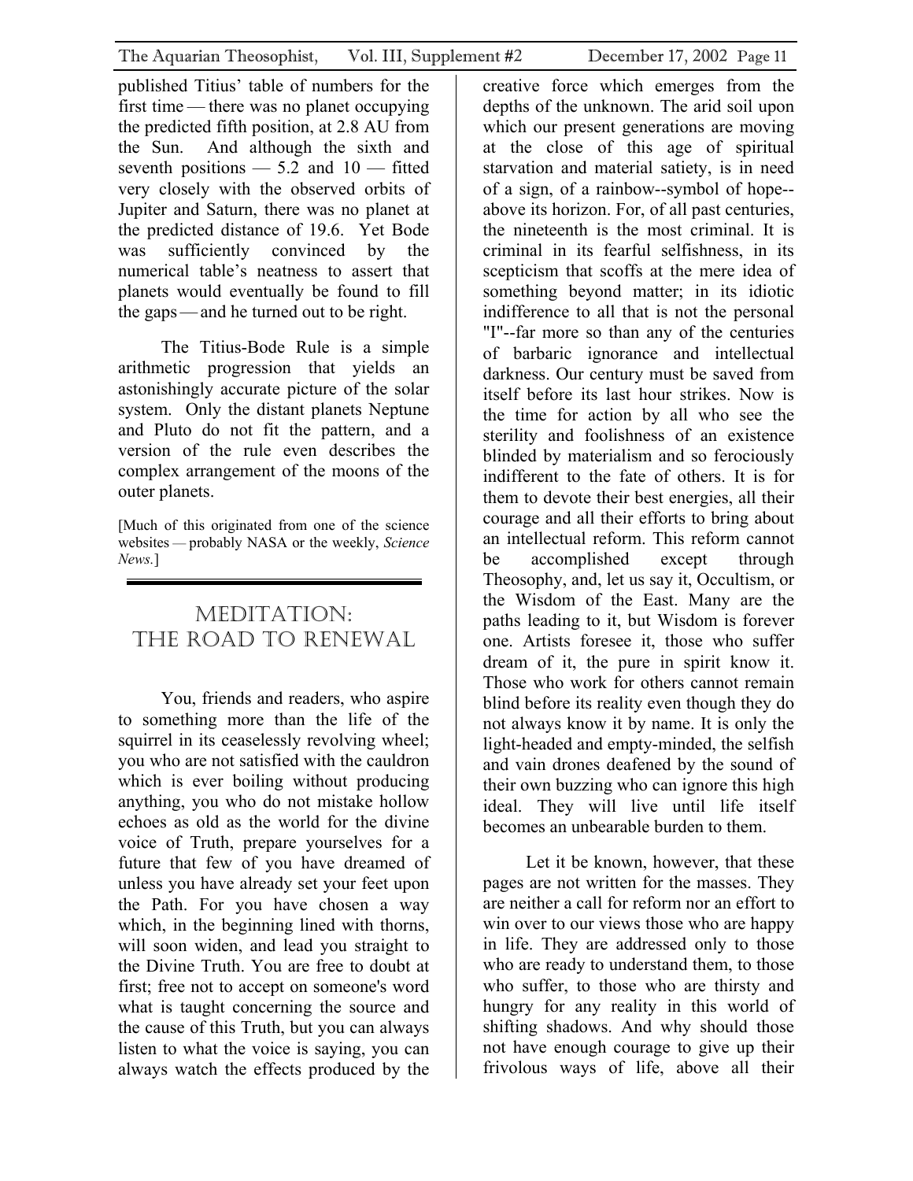published Titius' table of numbers for the first time — there was no planet occupying the predicted fifth position, at 2.8 AU from the Sun. And although the sixth and seventh positions — 5.2 and 10 — fitted very closely with the observed orbits of Jupiter and Saturn, there was no planet at the predicted distance of 19.6. Yet Bode was sufficiently convinced by the numerical table's neatness to assert that planets would eventually be found to fill the gaps — and he turned out to be right.

The Titius-Bode Rule is a simple arithmetic progression that yields an astonishingly accurate picture of the solar system. Only the distant planets Neptune and Pluto do not fit the pattern, and a version of the rule even describes the complex arrangement of the moons of the outer planets.

[Much of this originated from one of the science websites — probably NASA or the weekly, *Science News.*]

## Meditation: The Road to Renewal

You, friends and readers, who aspire to something more than the life of the squirrel in its ceaselessly revolving wheel; you who are not satisfied with the cauldron which is ever boiling without producing anything, you who do not mistake hollow echoes as old as the world for the divine voice of Truth, prepare yourselves for a future that few of you have dreamed of unless you have already set your feet upon the Path. For you have chosen a way which, in the beginning lined with thorns, will soon widen, and lead you straight to the Divine Truth. You are free to doubt at first; free not to accept on someone's word what is taught concerning the source and the cause of this Truth, but you can always listen to what the voice is saying, you can always watch the effects produced by the creative force which emerges from the depths of the unknown. The arid soil upon which our present generations are moving at the close of this age of spiritual starvation and material satiety, is in need of a sign, of a rainbow--symbol of hope--above its horizon. For, of all past centuries, the nineteenth is the most criminal. It is criminal in its fearful selfishness, in its scepticism that scoffs at the mere idea of something beyond matter; in its idiotic indifference to all that is not the personal "I"--far more so than any of the centuries of barbaric ignorance and intellectual darkness. Our century must be saved from itself before its last hour strikes. Now is the time for action by all who see the sterility and foolishness of an existence blinded by materialism and so ferociously indifferent to the fate of others. It is for them to devote their best energies, all their courage and all their efforts to bring about an intellectual reform. This reform cannot be accomplished except through Theosophy, and, let us say it, Occultism, or the Wisdom of the East. Many are the paths leading to it, but Wisdom is forever one. Artists foresee it, those who suffer dream of it, the pure in spirit know it. Those who work for others cannot remain blind before its reality even though they do not always know it by name. It is only the light-headed and empty-minded, the selfish and vain drones deafened by the sound of their own buzzing who can ignore this high ideal. They will live until life itself becomes an unbearable burden to them.

Let it be known, however, that these pages are not written for the masses. They are neither a call for reform nor an effort to win over to our views those who are happy in life. They are addressed only to those who are ready to understand them, to those who suffer, to those who are thirsty and hungry for any reality in this world of shifting shadows. And why should those not have enough courage to give up their frivolous ways of life, above all their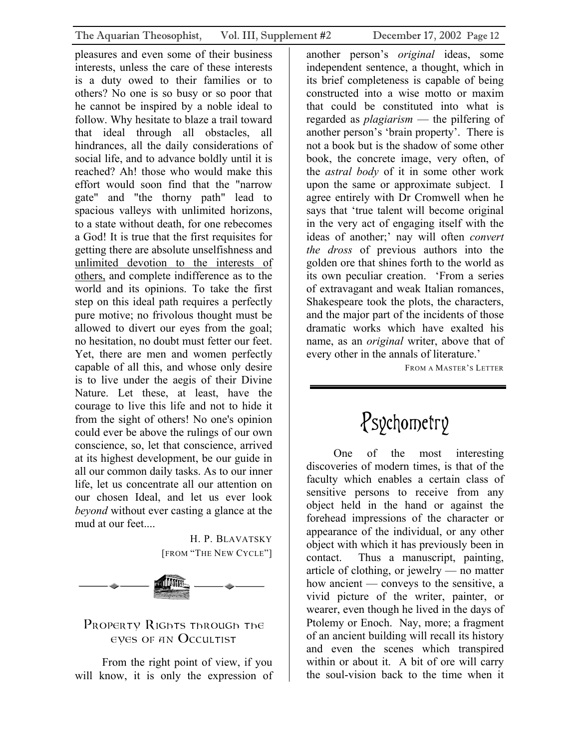pleasures and even some of their business interests, unless the care of these interests is a duty owed to their families or to others? No one is so busy or so poor that he cannot be inspired by a noble ideal to follow. Why hesitate to blaze a trail toward that ideal through all obstacles, all hindrances, all the daily considerations of social life, and to advance boldly until it is reached? Ah! those who would make this effort would soon find that the "narrow gate" and "the thorny path" lead to spacious valleys with unlimited horizons, to a state without death, for one rebecomes a God! It is true that the first requisites for getting there are absolute unselfishness and unlimited devotion to the interests of others, and complete indifference as to the world and its opinions. To take the first step on this ideal path requires a perfectly pure motive; no frivolous thought must be allowed to divert our eyes from the goal; no hesitation, no doubt must fetter our feet. Yet, there are men and women perfectly capable of all this, and whose only desire is to live under the aegis of their Divine Nature. Let these, at least, have the courage to live this life and not to hide it from the sight of others! No one's opinion could ever be above the rulings of our own conscience, so, let that conscience, arrived at its highest development, be our guide in all our common daily tasks. As to our inner life, let us concentrate all our attention on our chosen Ideal, and let us ever look *beyond* without ever casting a glance at the mud at our feet....

H. P. BLAVATSKY
[FROM "THE NEW CYCLE"]

## Property Rights through the eyes of an Occultist

From the right point of view, if you will know, it is only the expression of another person's *original* ideas, some independent sentence, a thought, which in its brief completeness is capable of being constructed into a wise motto or maxim that could be constituted into what is regarded as *plagiarism* — the pilfering of another person's 'brain property'. There is not a book but is the shadow of some other book, the concrete image, very often, of the *astral body* of it in some other work upon the same or approximate subject. I agree entirely with Dr Cromwell when he says that 'true talent will become original in the very act of engaging itself with the ideas of another;' nay will often *convert the dross* of previous authors into the golden ore that shines forth to the world as its own peculiar creation. 'From a series of extravagant and weak Italian romances, Shakespeare took the plots, the characters, and the major part of the incidents of those dramatic works which have exalted his name, as an *original* writer, above that of every other in the annals of literature.'

FROM A MASTER'S LETTER

# Psychometry

One of the most interesting discoveries of modern times, is that of the faculty which enables a certain class of sensitive persons to receive from any object held in the hand or against the forehead impressions of the character or appearance of the individual, or any other object with which it has previously been in contact. Thus a manuscript, painting, article of clothing, or jewelry — no matter how ancient — conveys to the sensitive, a vivid picture of the writer, painter, or wearer, even though he lived in the days of Ptolemy or Enoch. Nay, more; a fragment of an ancient building will recall its history and even the scenes which transpired within or about it. A bit of ore will carry the soul-vision back to the time when it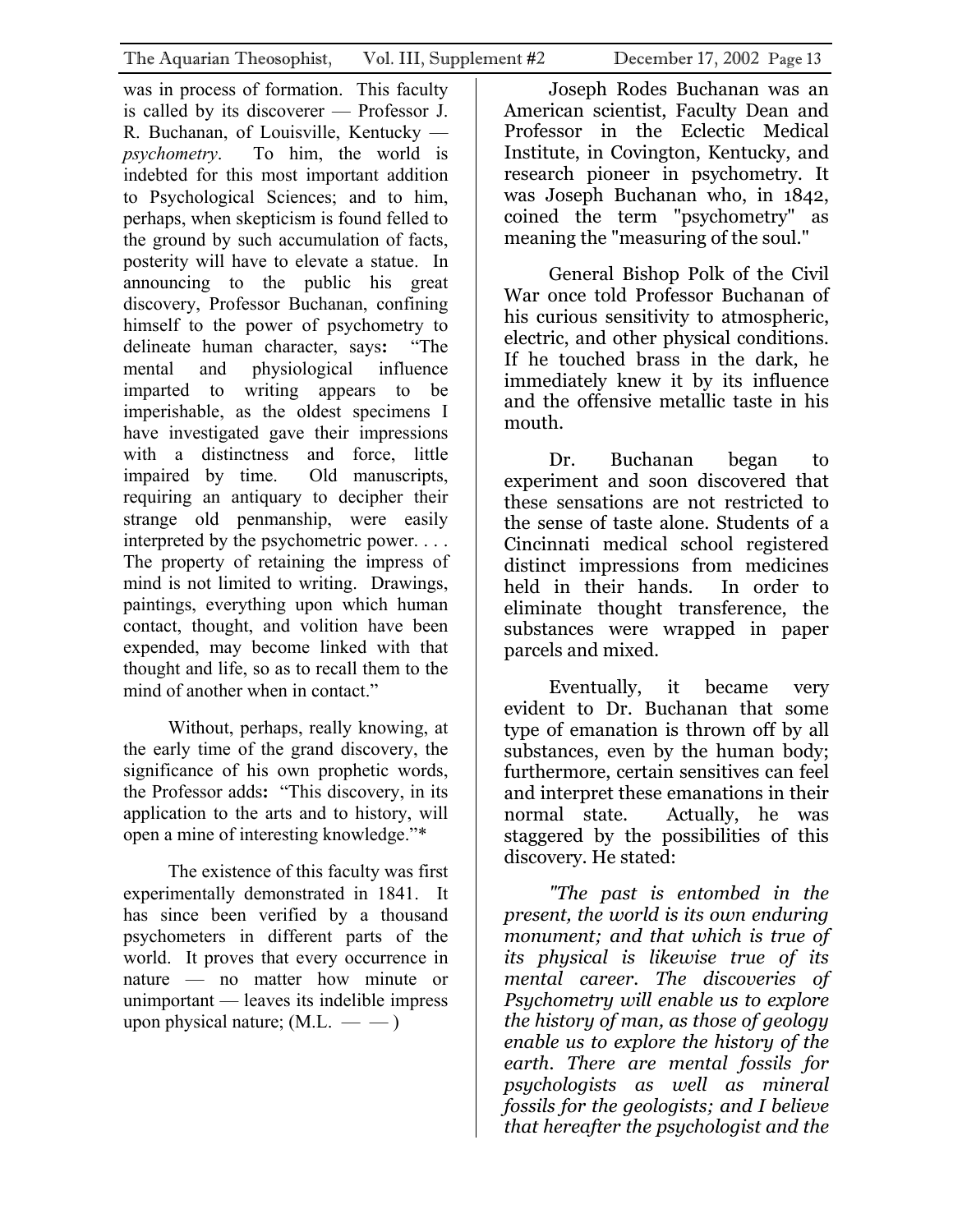was in process of formation. This faculty is called by its discoverer — Professor J. R. Buchanan, of Louisville, Kentucky — *psychometry*. To him, the world is indebted for this most important addition to Psychological Sciences; and to him, perhaps, when skepticism is found felled to the ground by such accumulation of facts, posterity will have to elevate a statue. In announcing to the public his great discovery, Professor Buchanan, confining himself to the power of psychometry to delineate human character, says**:** "The mental and physiological influence imparted to writing appears to be imperishable, as the oldest specimens I have investigated gave their impressions with a distinctness and force, little impaired by time. Old manuscripts, requiring an antiquary to decipher their strange old penmanship, were easily interpreted by the psychometric power. . . . The property of retaining the impress of mind is not limited to writing. Drawings, paintings, everything upon which human contact, thought, and volition have been expended, may become linked with that thought and life, so as to recall them to the mind of another when in contact."

Without, perhaps, really knowing, at the early time of the grand discovery, the significance of his own prophetic words, the Professor adds**:** "This discovery, in its application to the arts and to history, will open a mine of interesting knowledge."*

The existence of this faculty was first experimentally demonstrated in 1841. It has since been verified by a thousand psychometers in different parts of the world. It proves that every occurrence in nature — no matter how minute or unimportant — leaves its indelible impress upon physical nature; (M.L. — — )

Joseph Rodes Buchanan was an American scientist, Faculty Dean and Professor in the Eclectic Medical Institute, in Covington, Kentucky, and research pioneer in psychometry. It was Joseph Buchanan who, in 1842, coined the term "psychometry" as meaning the "measuring of the soul."

General Bishop Polk of the Civil War once told Professor Buchanan of his curious sensitivity to atmospheric, electric, and other physical conditions. If he touched brass in the dark, he immediately knew it by its influence and the offensive metallic taste in his mouth.

Dr. Buchanan began to experiment and soon discovered that these sensations are not restricted to the sense of taste alone. Students of a Cincinnati medical school registered distinct impressions from medicines held in their hands. In order to eliminate thought transference, the substances were wrapped in paper parcels and mixed.

Eventually, it became very evident to Dr. Buchanan that some type of emanation is thrown off by all substances, even by the human body; furthermore, certain sensitives can feel and interpret these emanations in their normal state. Actually, he was staggered by the possibilities of this discovery. He stated:

*"The past is entombed in the present, the world is its own enduring monument; and that which is true of its physical is likewise true of its mental career. The discoveries of Psychometry will enable us to explore the history of man, as those of geology enable us to explore the history of the earth. There are mental fossils for psychologists as well as mineral fossils for the geologists; and I believe that hereafter the psychologist and the*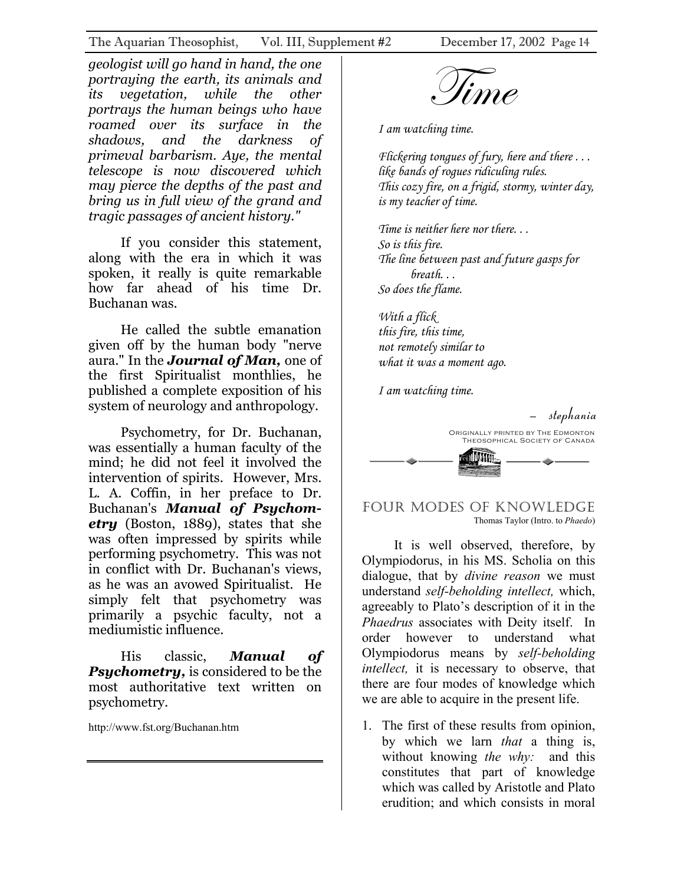*geologist will go hand in hand, the one portraying the earth, its animals and its vegetation, while the other portrays the human beings who have roamed over its surface in the shadows, and the darkness of primeval barbarism. Aye, the mental telescope is now discovered which may pierce the depths of the past and bring us in full view of the grand and tragic passages of ancient history."*

If you consider this statement, along with the era in which it was spoken, it really is quite remarkable how far ahead of his time Dr. Buchanan was.

He called the subtle emanation given off by the human body "nerve aura." In the ***Journal of Man,*** one of the first Spiritualist monthlies, he published a complete exposition of his system of neurology and anthropology.

Psychometry, for Dr. Buchanan, was essentially a human faculty of the mind; he did not feel it involved the intervention of spirits. However, Mrs. L. A. Coffin, in her preface to Dr. Buchanan's ***Manual of Psychometry*** (Boston, 1889), states that she was often impressed by spirits while performing psychometry. This was not in conflict with Dr. Buchanan's views, as he was an avowed Spiritualist. He simply felt that psychometry was primarily a psychic faculty, not a mediumistic influence.

His classic, ***Manual of Psychometry,*** is considered to be the most authoritative text written on psychometry.

http://www.fst.org/Buchanan.htm

# *Time*

*I am watching time.*

*Flickering tongues of fury, here and there . . .*
*like bands of rogues ridiculing rules.*
*This cozy fire, on a frigid, stormy, winter day,*
*is my teacher of time.*

*Time is neither here nor there. . .*
*So is this fire.*
*The line between past and future gasps for breath. . .*
*So does the flame.*

*With a flick*
*this fire, this time,*
*not remotely similar to*
*what it was a moment ago.*

*I am watching time.*

— *stephania*

Originally printed by The Edmonton Theosophical Society of Canada

## FOUR MODES OF KNOWLEDGE

Thomas Taylor (Intro. to *Phaedo*)

It is well observed, therefore, by Olympiodorus, in his MS. Scholia on this dialogue, that by *divine reason* we must understand *self-beholding intellect,* which, agreeably to Plato's description of it in the *Phaedrus* associates with Deity itself. In order however to understand what Olympiodorus means by *self-beholding intellect,* it is necessary to observe, that there are four modes of knowledge which we are able to acquire in the present life.

1. The first of these results from opinion, by which we larn *that* a thing is, without knowing *the why:* and this constitutes that part of knowledge which was called by Aristotle and Plato erudition; and which consists in moral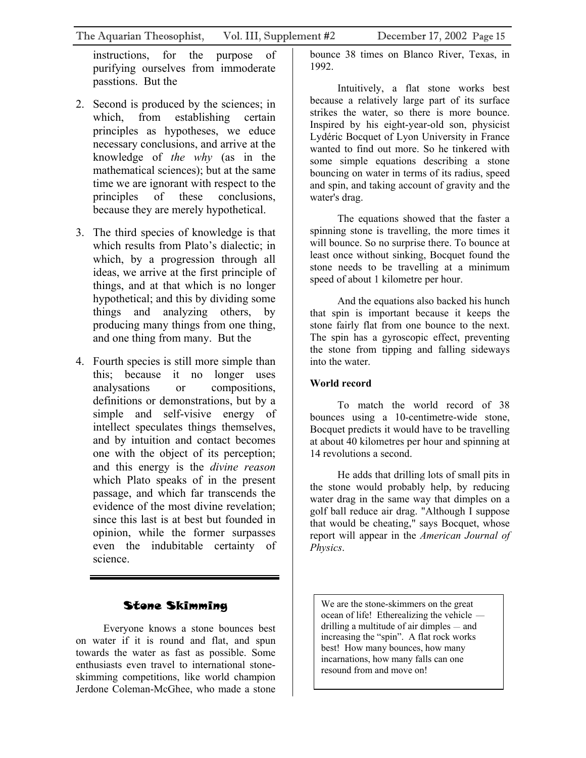instructions, for the purpose of purifying ourselves from immoderate passtions. But the

2. Second is produced by the sciences; in which, from establishing certain principles as hypotheses, we educe necessary conclusions, and arrive at the knowledge of *the why* (as in the mathematical sciences); but at the same time we are ignorant with respect to the principles of these conclusions, because they are merely hypothetical.

3. The third species of knowledge is that which results from Plato's dialectic; in which, by a progression through all ideas, we arrive at the first principle of things, and at that which is no longer hypothetical; and this by dividing some things and analyzing others, by producing many things from one thing, and one thing from many. But the

4. Fourth species is still more simple than this; because it no longer uses analysations or compositions, definitions or demonstrations, but by a simple and self-visive energy of intellect speculates things themselves, and by intuition and contact becomes one with the object of its perception; and this energy is the *divine reason* which Plato speaks of in the present passage, and which far transcends the evidence of the most divine revelation; since this last is at best but founded in opinion, while the former surpasses even the indubitable certainty of science.

---

## Stone Skimming

Everyone knows a stone bounces best on water if it is round and flat, and spun towards the water as fast as possible. Some enthusiasts even travel to international stone-skimming competitions, like world champion Jerdone Coleman-McGhee, who made a stone bounce 38 times on Blanco River, Texas, in 1992.

Intuitively, a flat stone works best because a relatively large part of its surface strikes the water, so there is more bounce. Inspired by his eight-year-old son, physicist Lydéric Bocquet of Lyon University in France wanted to find out more. So he tinkered with some simple equations describing a stone bouncing on water in terms of its radius, speed and spin, and taking account of gravity and the water's drag.

The equations showed that the faster a spinning stone is travelling, the more times it will bounce. So no surprise there. To bounce at least once without sinking, Bocquet found the stone needs to be travelling at a minimum speed of about 1 kilometre per hour.

And the equations also backed his hunch that spin is important because it keeps the stone fairly flat from one bounce to the next. The spin has a gyroscopic effect, preventing the stone from tipping and falling sideways into the water.

**World record**

To match the world record of 38 bounces using a 10-centimetre-wide stone, Bocquet predicts it would have to be travelling at about 40 kilometres per hour and spinning at 14 revolutions a second.

He adds that drilling lots of small pits in the stone would probably help, by reducing water drag in the same way that dimples on a golf ball reduce air drag. "Although I suppose that would be cheating," says Bocquet, whose report will appear in the *American Journal of Physics*.

> We are the stone-skimmers on the great ocean of life! Etherealizing the vehicle — drilling a multitude of air dimples — and increasing the "spin". A flat rock works best! How many bounces, how many incarnations, how many falls can one resound from and move on!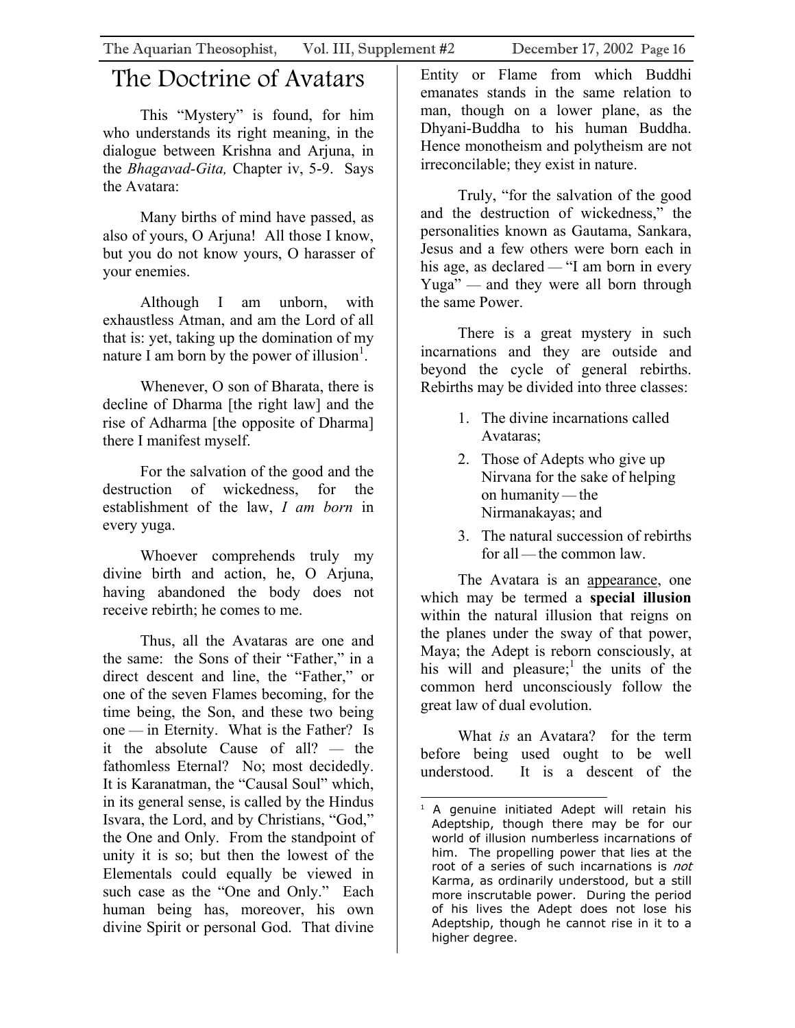# The Doctrine of Avatars

This "Mystery" is found, for him who understands its right meaning, in the dialogue between Krishna and Arjuna, in the *Bhagavad-Gita,* Chapter iv, 5-9. Says the Avatara:

> Many births of mind have passed, as also of yours, O Arjuna! All those I know, but you do not know yours, O harasser of your enemies.
>
> Although I am unborn, with exhaustless Atman, and am the Lord of all that is: yet, taking up the domination of my nature I am born by the power of illusion[1].
>
> Whenever, O son of Bharata, there is decline of Dharma [the right law] and the rise of Adharma [the opposite of Dharma] there I manifest myself.
>
> For the salvation of the good and the destruction of wickedness, for the establishment of the law, *I am born* in every yuga.
>
> Whoever comprehends truly my divine birth and action, he, O Arjuna, having abandoned the body does not receive rebirth; he comes to me.

Thus, all the Avataras are one and the same: the Sons of their "Father," in a direct descent and line, the "Father," or one of the seven Flames becoming, for the time being, the Son, and these two being one — in Eternity. What is the Father? Is it the absolute Cause of all? — the fathomless Eternal? No; most decidedly. It is Karanatman, the "Causal Soul" which, in its general sense, is called by the Hindus Isvara, the Lord, and by Christians, "God," the One and Only. From the standpoint of unity it is so; but then the lowest of the Elementals could equally be viewed in such case as the "One and Only." Each human being has, moreover, his own divine Spirit or personal God. That divine Entity or Flame from which Buddhi emanates stands in the same relation to man, though on a lower plane, as the Dhyani-Buddha to his human Buddha. Hence monotheism and polytheism are not irreconcilable; they exist in nature.

Truly, "for the salvation of the good and the destruction of wickedness," the personalities known as Gautama, Sankara, Jesus and a few others were born each in his age, as declared — "I am born in every Yuga" — and they were all born through the same Power.

There is a great mystery in such incarnations and they are outside and beyond the cycle of general rebirths. Rebirths may be divided into three classes:

1. The divine incarnations called Avataras;
2. Those of Adepts who give up Nirvana for the sake of helping on humanity — the Nirmanakayas; and
3. The natural succession of rebirths for all — the common law.

The Avatara is an appearance, one which may be termed a **special illusion** within the natural illusion that reigns on the planes under the sway of that power, Maya; the Adept is reborn consciously, at his will and pleasure;[1] the units of the common herd unconsciously follow the great law of dual evolution.

What *is* an Avatara? for the term before being used ought to be well understood. It is a descent of the

---

[1] A genuine initiated Adept will retain his Adeptship, though there may be for our world of illusion numberless incarnations of him. The propelling power that lies at the root of a series of such incarnations is *not* Karma, as ordinarily understood, but a still more inscrutable power. During the period of his lives the Adept does not lose his Adeptship, though he cannot rise in it to a higher degree.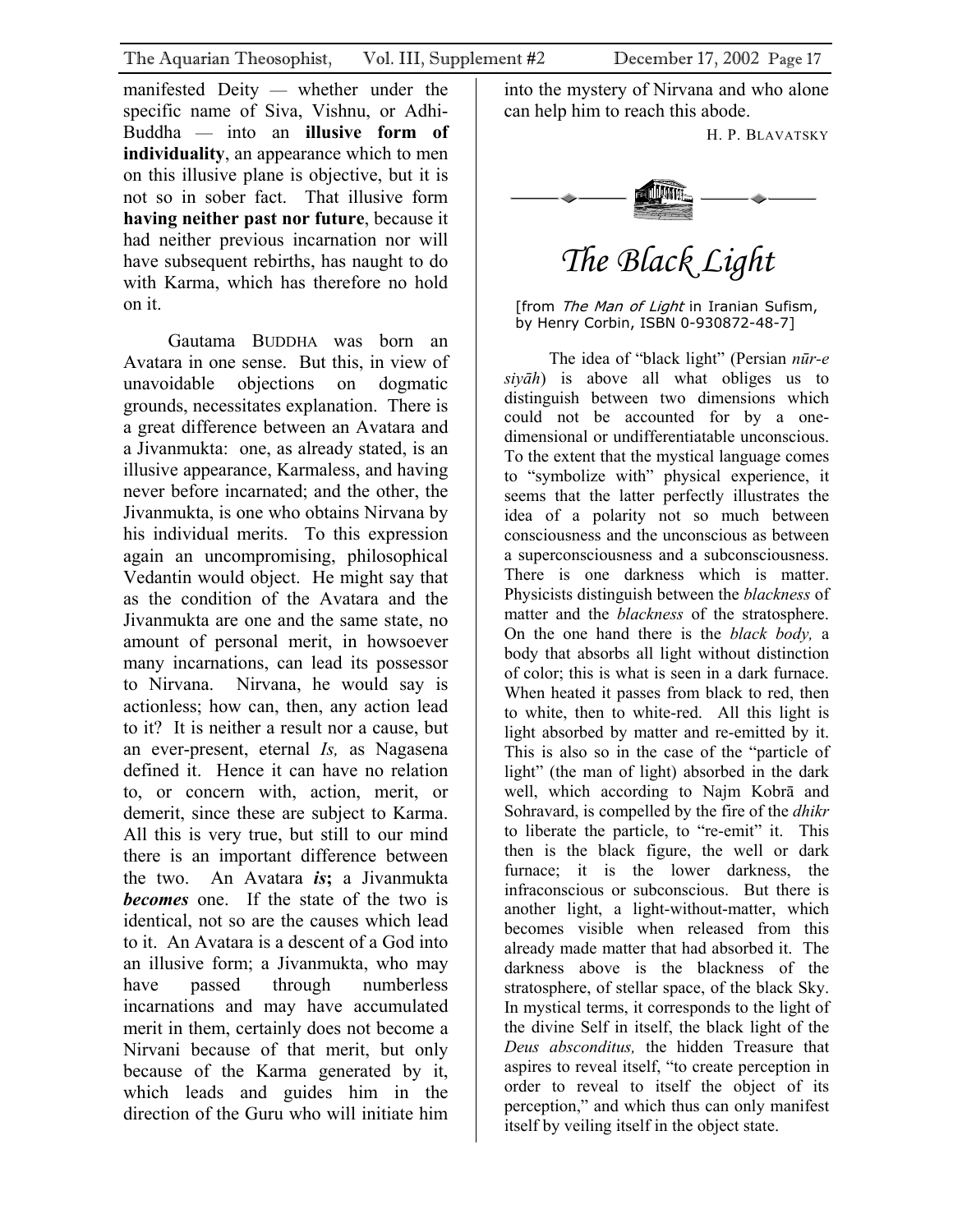manifested Deity — whether under the specific name of Siva, Vishnu, or Adhi-Buddha — into an **illusive form of individuality**, an appearance which to men on this illusive plane is objective, but it is not so in sober fact. That illusive form **having neither past nor future**, because it had neither previous incarnation nor will have subsequent rebirths, has naught to do with Karma, which has therefore no hold on it.

Gautama BUDDHA was born an Avatara in one sense. But this, in view of unavoidable objections on dogmatic grounds, necessitates explanation. There is a great difference between an Avatara and a Jivanmukta: one, as already stated, is an illusive appearance, Karmaless, and having never before incarnated; and the other, the Jivanmukta, is one who obtains Nirvana by his individual merits. To this expression again an uncompromising, philosophical Vedantin would object. He might say that as the condition of the Avatara and the Jivanmukta are one and the same state, no amount of personal merit, in howsoever many incarnations, can lead its possessor to Nirvana. Nirvana, he would say is actionless; how can, then, any action lead to it? It is neither a result nor a cause, but an ever-present, eternal *Is,* as Nagasena defined it. Hence it can have no relation to, or concern with, action, merit, or demerit, since these are subject to Karma. All this is very true, but still to our mind there is an important difference between the two. An Avatara ***is*****;** a Jivanmukta ***becomes*** one. If the state of the two is identical, not so are the causes which lead to it. An Avatara is a descent of a God into an illusive form; a Jivanmukta, who may have passed through numberless incarnations and may have accumulated merit in them, certainly does not become a Nirvani because of that merit, but only because of the Karma generated by it, which leads and guides him in the direction of the Guru who will initiate him into the mystery of Nirvana and who alone can help him to reach this abode.

H. P. BLAVATSKY

# *The Black Light*

[from *The Man of Light* in Iranian Sufism, by Henry Corbin, ISBN 0-930872-48-7]

The idea of "black light" (Persian *nūr-e siyāh*) is above all what obliges us to distinguish between two dimensions which could not be accounted for by a one-dimensional or undifferentiatable unconscious. To the extent that the mystical language comes to "symbolize with" physical experience, it seems that the latter perfectly illustrates the idea of a polarity not so much between consciousness and the unconscious as between a superconsciousness and a subconsciousness. There is one darkness which is matter. Physicists distinguish between the *blackness* of matter and the *blackness* of the stratosphere. On the one hand there is the *black body,* a body that absorbs all light without distinction of color; this is what is seen in a dark furnace. When heated it passes from black to red, then to white, then to white-red. All this light is light absorbed by matter and re-emitted by it. This is also so in the case of the "particle of light" (the man of light) absorbed in the dark well, which according to Najm Kobrā and Sohravard, is compelled by the fire of the *dhikr* to liberate the particle, to "re-emit" it. This then is the black figure, the well or dark furnace; it is the lower darkness, the infraconscious or subconscious. But there is another light, a light-without-matter, which becomes visible when released from this already made matter that had absorbed it. The darkness above is the blackness of the stratosphere, of stellar space, of the black Sky. In mystical terms, it corresponds to the light of the divine Self in itself, the black light of the *Deus absconditus,* the hidden Treasure that aspires to reveal itself, "to create perception in order to reveal to itself the object of its perception," and which thus can only manifest itself by veiling itself in the object state.